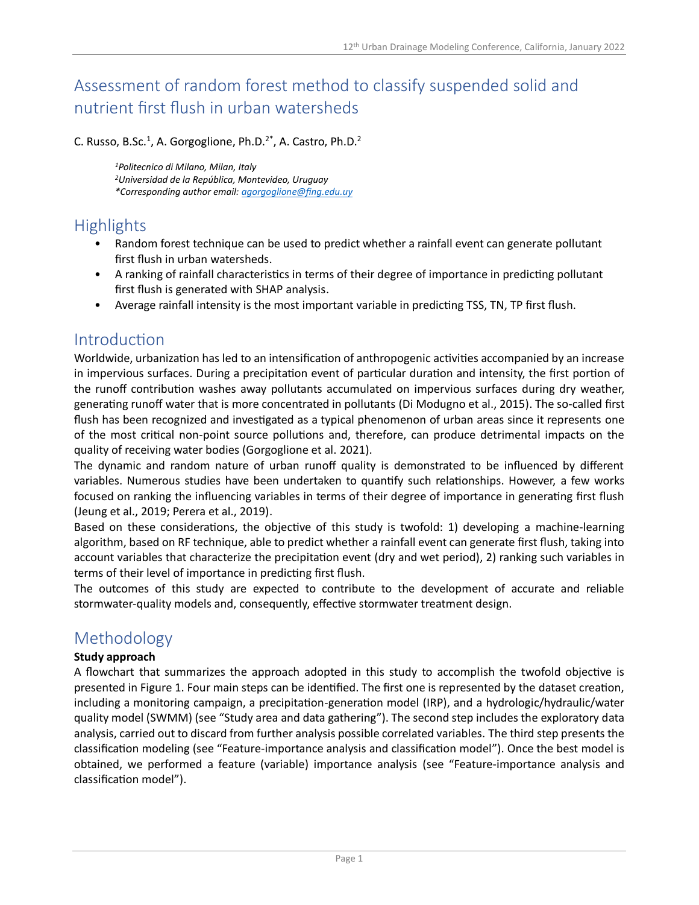# Assessment of random forest method to classify suspended solid and nutrient first flush in urban watersheds

C. Russo, B.Sc.[1], A. Gorgoglione, Ph.D.[2*], A. Castro, Ph.D.[2]

*[1]Politecnico di Milano, Milan, Italy*
*[2]Universidad de la República, Montevideo, Uruguay*
*\*Corresponding author email: agorgoglione@fing.edu.uy*

## Highlights

- Random forest technique can be used to predict whether a rainfall event can generate pollutant first flush in urban watersheds.
- A ranking of rainfall characteristics in terms of their degree of importance in predicting pollutant first flush is generated with SHAP analysis.
- Average rainfall intensity is the most important variable in predicting TSS, TN, TP first flush.

## Introduction

Worldwide, urbanization has led to an intensification of anthropogenic activities accompanied by an increase in impervious surfaces. During a precipitation event of particular duration and intensity, the first portion of the runoff contribution washes away pollutants accumulated on impervious surfaces during dry weather, generating runoff water that is more concentrated in pollutants (Di Modugno et al., 2015). The so-called first flush has been recognized and investigated as a typical phenomenon of urban areas since it represents one of the most critical non-point source pollutions and, therefore, can produce detrimental impacts on the quality of receiving water bodies (Gorgoglione et al. 2021).

The dynamic and random nature of urban runoff quality is demonstrated to be influenced by different variables. Numerous studies have been undertaken to quantify such relationships. However, a few works focused on ranking the influencing variables in terms of their degree of importance in generating first flush (Jeung et al., 2019; Perera et al., 2019).

Based on these considerations, the objective of this study is twofold: 1) developing a machine-learning algorithm, based on RF technique, able to predict whether a rainfall event can generate first flush, taking into account variables that characterize the precipitation event (dry and wet period), 2) ranking such variables in terms of their level of importance in predicting first flush.

The outcomes of this study are expected to contribute to the development of accurate and reliable stormwater-quality models and, consequently, effective stormwater treatment design.

## Methodology

**Study approach**

A flowchart that summarizes the approach adopted in this study to accomplish the twofold objective is presented in Figure 1. Four main steps can be identified. The first one is represented by the dataset creation, including a monitoring campaign, a precipitation-generation model (IRP), and a hydrologic/hydraulic/water quality model (SWMM) (see "Study area and data gathering"). The second step includes the exploratory data analysis, carried out to discard from further analysis possible correlated variables. The third step presents the classification modeling (see "Feature-importance analysis and classification model"). Once the best model is obtained, we performed a feature (variable) importance analysis (see "Feature-importance analysis and classification model").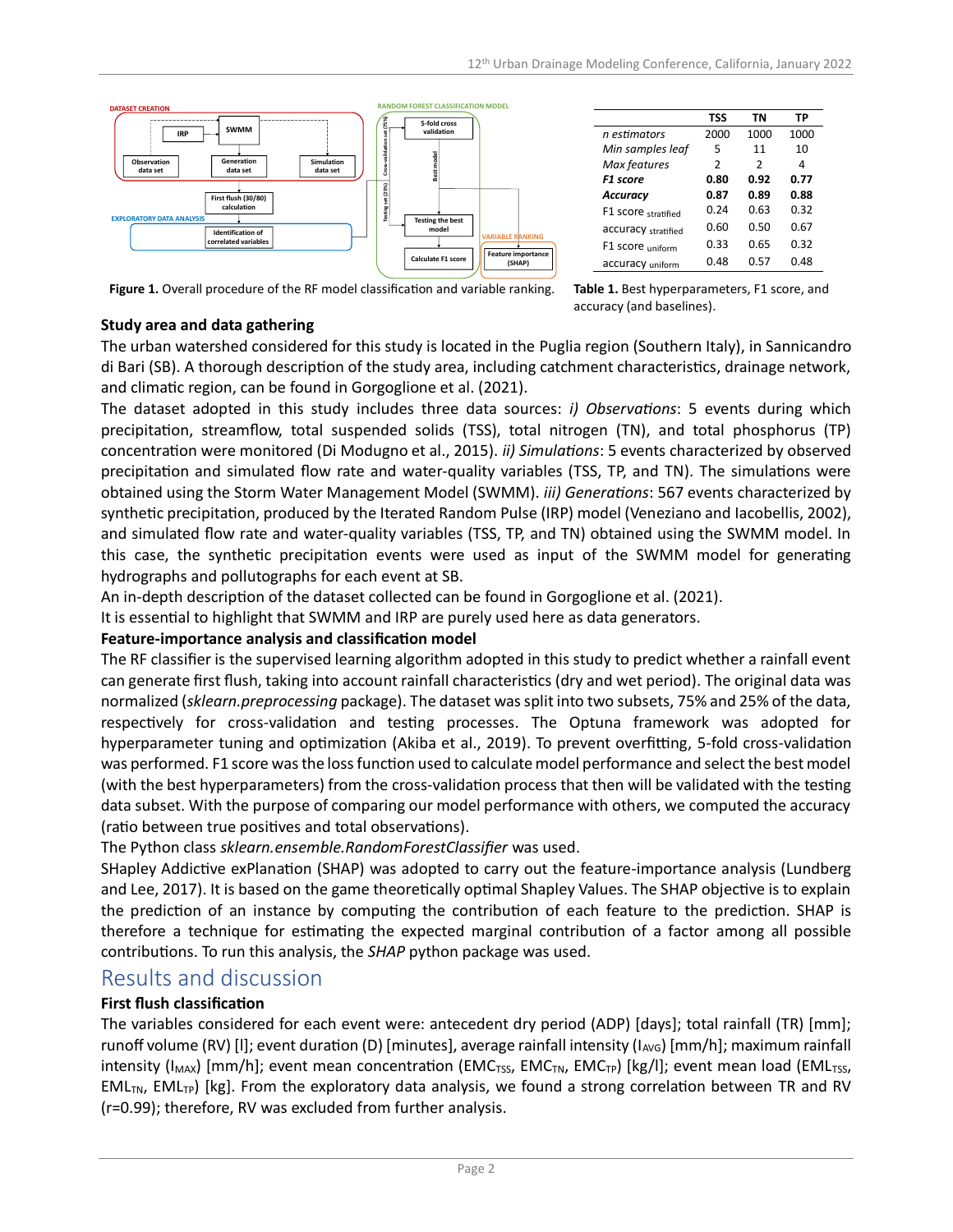Figure 1. Overall procedure of the RF model classification and variable ranking.

| | TSS | TN | TP |
|---|---|---|---|
| *n estimators* | 2000 | 1000 | 1000 |
| *Min samples leaf* | 5 | 11 | 10 |
| *Max features* | 2 | 2 | 4 |
| ***F1 score*** | **0.80** | **0.92** | **0.77** |
| ***Accuracy*** | **0.87** | **0.89** | **0.88** |
| F1 score $_{stratified}$ | 0.24 | 0.63 | 0.32 |
| accuracy $_{stratified}$ | 0.60 | 0.50 | 0.67 |
| F1 score $_{uniform}$ | 0.33 | 0.65 | 0.32 |
| accuracy $_{uniform}$ | 0.48 | 0.57 | 0.48 |

**Table 1.** Best hyperparameters, F1 score, and accuracy (and baselines).

### Study area and data gathering

The urban watershed considered for this study is located in the Puglia region (Southern Italy), in Sannicandro di Bari (SB). A thorough description of the study area, including catchment characteristics, drainage network, and climatic region, can be found in Gorgoglione et al. (2021).

The dataset adopted in this study includes three data sources: *i) Observations*: 5 events during which precipitation, streamflow, total suspended solids (TSS), total nitrogen (TN), and total phosphorus (TP) concentration were monitored (Di Modugno et al., 2015). *ii) Simulations*: 5 events characterized by observed precipitation and simulated flow rate and water-quality variables (TSS, TP, and TN). The simulations were obtained using the Storm Water Management Model (SWMM). *iii) Generations*: 567 events characterized by synthetic precipitation, produced by the Iterated Random Pulse (IRP) model (Veneziano and Iacobellis, 2002), and simulated flow rate and water-quality variables (TSS, TP, and TN) obtained using the SWMM model. In this case, the synthetic precipitation events were used as input of the SWMM model for generating hydrographs and pollutographs for each event at SB.

An in-depth description of the dataset collected can be found in Gorgoglione et al. (2021).

It is essential to highlight that SWMM and IRP are purely used here as data generators.

### Feature-importance analysis and classification model

The RF classifier is the supervised learning algorithm adopted in this study to predict whether a rainfall event can generate first flush, taking into account rainfall characteristics (dry and wet period). The original data was normalized (*sklearn.preprocessing* package). The dataset was split into two subsets, 75% and 25% of the data, respectively for cross-validation and testing processes. The Optuna framework was adopted for hyperparameter tuning and optimization (Akiba et al., 2019). To prevent overfitting, 5-fold cross-validation was performed. F1 score was the loss function used to calculate model performance and select the best model (with the best hyperparameters) from the cross-validation process that then will be validated with the testing data subset. With the purpose of comparing our model performance with others, we computed the accuracy (ratio between true positives and total observations).

The Python class *sklearn.ensemble.RandomForestClassifier* was used.

SHapley Addictive exPlanation (SHAP) was adopted to carry out the feature-importance analysis (Lundberg and Lee, 2017). It is based on the game theoretically optimal Shapley Values. The SHAP objective is to explain the prediction of an instance by computing the contribution of each feature to the prediction. SHAP is therefore a technique for estimating the expected marginal contribution of a factor among all possible contributions. To run this analysis, the *SHAP* python package was used.

## Results and discussion

### First flush classification

The variables considered for each event were: antecedent dry period (ADP) [days]; total rainfall (TR) [mm]; runoff volume (RV) [l]; event duration (D) [minutes], average rainfall intensity ($I_{AVG}$) [mm/h]; maximum rainfall intensity ($I_{MAX}$) [mm/h]; event mean concentration ($EMC_{TSS}$, $EMC_{TN}$, $EMC_{TP}$) [kg/l]; event mean load ($EML_{TSS}$, $EML_{TN}$, $EML_{TP}$) [kg]. From the exploratory data analysis, we found a strong correlation between TR and RV (r=0.99); therefore, RV was excluded from further analysis.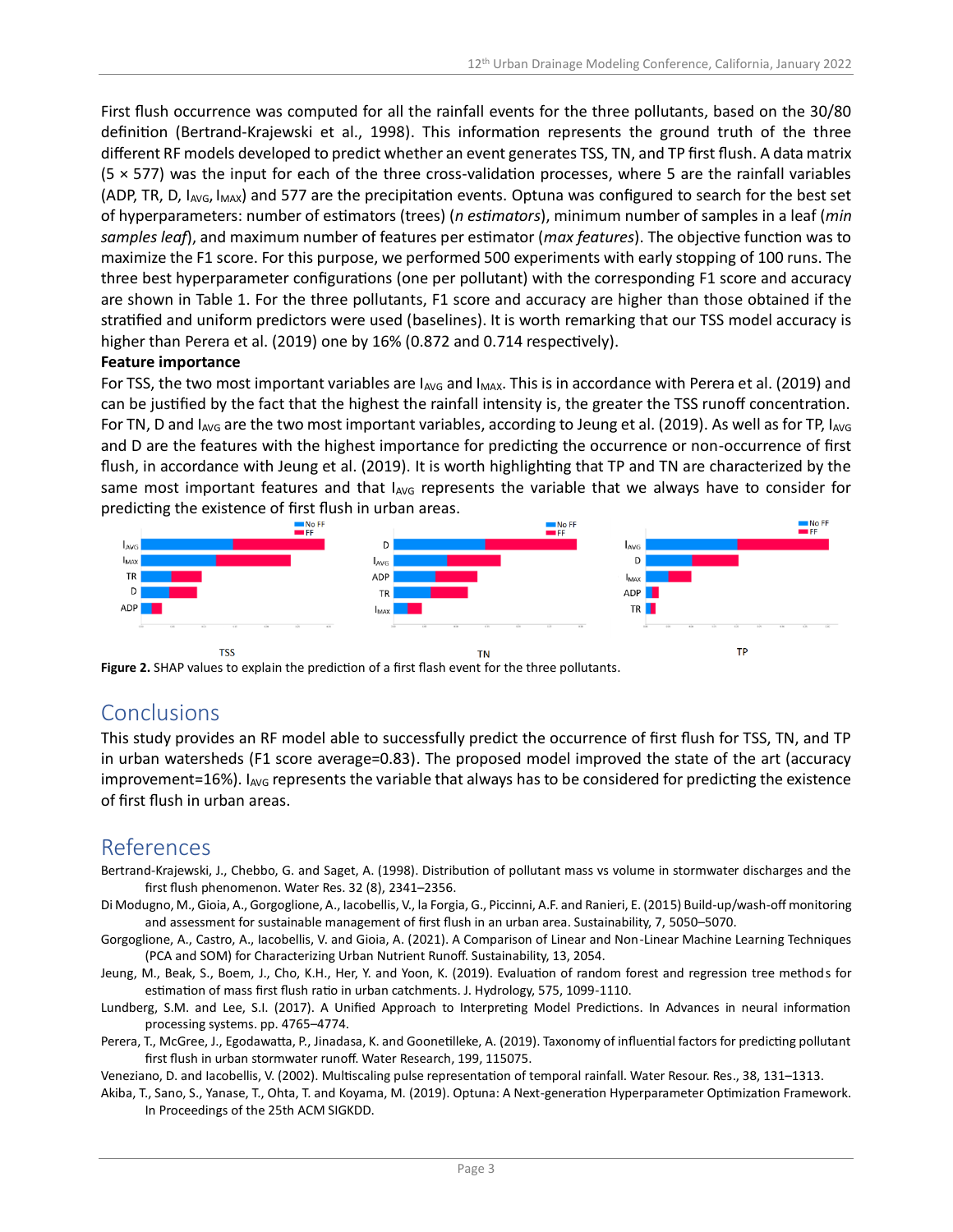First flush occurrence was computed for all the rainfall events for the three pollutants, based on the 30/80 definition (Bertrand-Krajewski et al., 1998). This information represents the ground truth of the three different RF models developed to predict whether an event generates TSS, TN, and TP first flush. A data matrix (5 × 577) was the input for each of the three cross-validation processes, where 5 are the rainfall variables (ADP, TR, D, $I_{AVG}$, $I_{MAX}$) and 577 are the precipitation events. Optuna was configured to search for the best set of hyperparameters: number of estimators (trees) (*n estimators*), minimum number of samples in a leaf (*min samples leaf*), and maximum number of features per estimator (*max features*). The objective function was to maximize the F1 score. For this purpose, we performed 500 experiments with early stopping of 100 runs. The three best hyperparameter configurations (one per pollutant) with the corresponding F1 score and accuracy are shown in Table 1. For the three pollutants, F1 score and accuracy are higher than those obtained if the stratified and uniform predictors were used (baselines). It is worth remarking that our TSS model accuracy is higher than Perera et al. (2019) one by 16% (0.872 and 0.714 respectively).

**Feature importance**

For TSS, the two most important variables are $I_{AVG}$ and $I_{MAX}$. This is in accordance with Perera et al. (2019) and can be justified by the fact that the highest the rainfall intensity is, the greater the TSS runoff concentration. For TN, D and $I_{AVG}$ are the two most important variables, according to Jeung et al. (2019). As well as for TP, $I_{AVG}$ and D are the features with the highest importance for predicting the occurrence or non-occurrence of first flush, in accordance with Jeung et al. (2019). It is worth highlighting that TP and TN are characterized by the same most important features and that $I_{AVG}$ represents the variable that we always have to consider for predicting the existence of first flush in urban areas.

No FF
FF

TSS: $I_{AVG}$, $I_{MAX}$, TR, D, ADP

TN: D, $I_{AVG}$, ADP, TR, $I_{MAX}$

TP: $I_{AVG}$, D, $I_{MAX}$, ADP, TR

**Figure 2.** SHAP values to explain the prediction of a first flash event for the three pollutants.

# Conclusions

This study provides an RF model able to successfully predict the occurrence of first flush for TSS, TN, and TP in urban watersheds (F1 score average=0.83). The proposed model improved the state of the art (accuracy improvement=16%). $I_{AVG}$ represents the variable that always has to be considered for predicting the existence of first flush in urban areas.

# References

Bertrand-Krajewski, J., Chebbo, G. and Saget, A. (1998). Distribution of pollutant mass vs volume in stormwater discharges and the first flush phenomenon. Water Res. 32 (8), 2341–2356.

Di Modugno, M., Gioia, A., Gorgoglione, A., Iacobellis, V., la Forgia, G., Piccinni, A.F. and Ranieri, E. (2015) Build-up/wash-off monitoring and assessment for sustainable management of first flush in an urban area. Sustainability, 7, 5050–5070.

Gorgoglione, A., Castro, A., Iacobellis, V. and Gioia, A. (2021). A Comparison of Linear and Non-Linear Machine Learning Techniques (PCA and SOM) for Characterizing Urban Nutrient Runoff. Sustainability, 13, 2054.

Jeung, M., Beak, S., Boem, J., Cho, K.H., Her, Y. and Yoon, K. (2019). Evaluation of random forest and regression tree methods for estimation of mass first flush ratio in urban catchments. J. Hydrology, 575, 1099-1110.

Lundberg, S.M. and Lee, S.I. (2017). A Unified Approach to Interpreting Model Predictions. In Advances in neural information processing systems. pp. 4765–4774.

Perera, T., McGree, J., Egodawatta, P., Jinadasa, K. and Goonetilleke, A. (2019). Taxonomy of influential factors for predicting pollutant first flush in urban stormwater runoff. Water Research, 199, 115075.

Veneziano, D. and Iacobellis, V. (2002). Multiscaling pulse representation of temporal rainfall. Water Resour. Res., 38, 131–1313.

Akiba, T., Sano, S., Yanase, T., Ohta, T. and Koyama, M. (2019). Optuna: A Next-generation Hyperparameter Optimization Framework. In Proceedings of the 25th ACM SIGKDD.